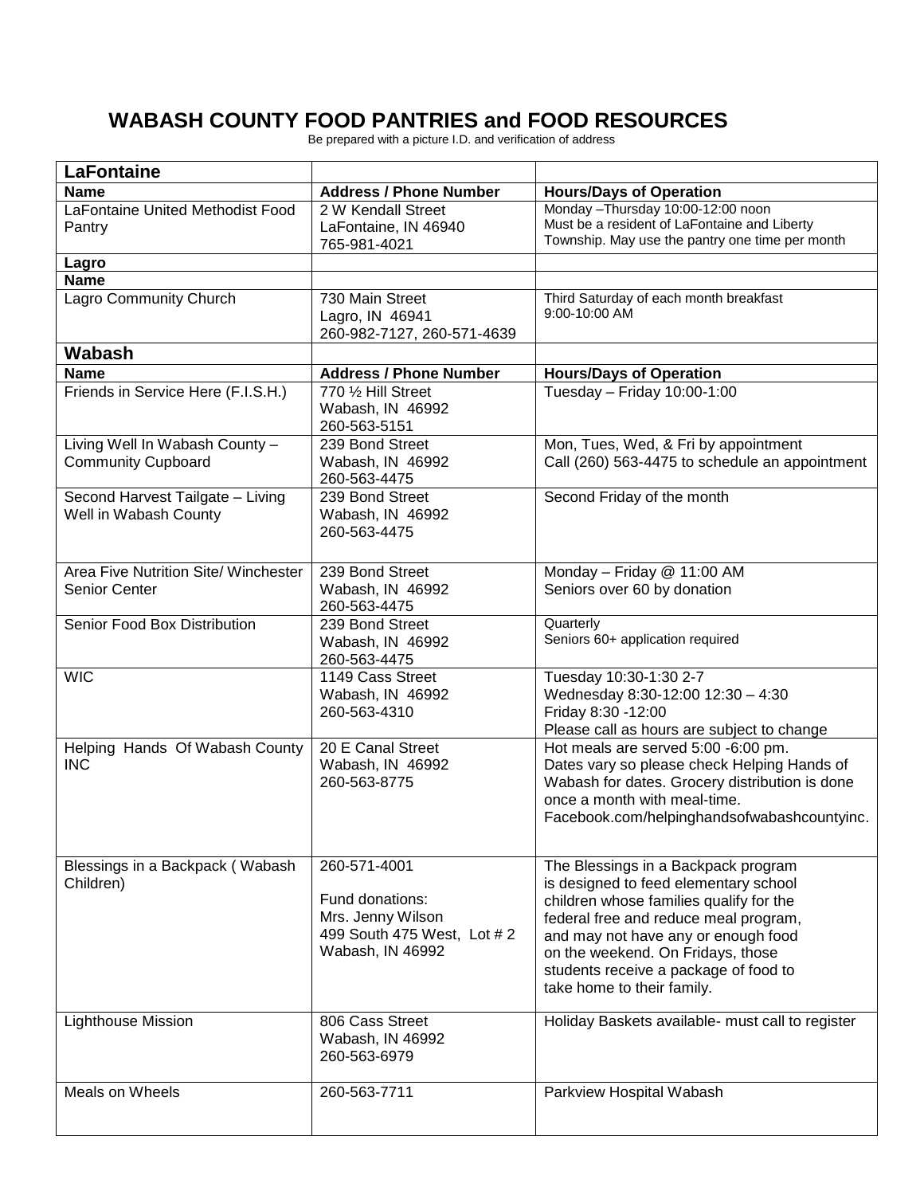# WABASH COUNTY FOOD PANTRIES and FOOD RESOURCES

Be prepared with a picture I.D. and verification of address

| **LaFontaine** | | |
|---|---|---|
| **Name** | **Address / Phone Number** | **Hours/Days of Operation** |
| LaFontaine United Methodist Food Pantry | 2 W Kendall Street<br>LaFontaine, IN 46940<br>765-981-4021 | Monday –Thursday 10:00-12:00 noon<br>Must be a resident of LaFontaine and Liberty Township. May use the pantry one time per month |
| **Lagro** | | |
| **Name** | | |
| Lagro Community Church | 730 Main Street<br>Lagro, IN 46941<br>260-982-7127, 260-571-4639 | Third Saturday of each month breakfast<br>9:00-10:00 AM |
| **Wabash** | | |
| **Name** | **Address / Phone Number** | **Hours/Days of Operation** |
| Friends in Service Here (F.I.S.H.) | 770 ½ Hill Street<br>Wabash, IN 46992<br>260-563-5151 | Tuesday – Friday 10:00-1:00 |
| Living Well In Wabash County – Community Cupboard | 239 Bond Street<br>Wabash, IN 46992<br>260-563-4475 | Mon, Tues, Wed, & Fri by appointment<br>Call (260) 563-4475 to schedule an appointment |
| Second Harvest Tailgate – Living Well in Wabash County | 239 Bond Street<br>Wabash, IN 46992<br>260-563-4475 | Second Friday of the month |
| Area Five Nutrition Site/ Winchester Senior Center | 239 Bond Street<br>Wabash, IN 46992<br>260-563-4475 | Monday – Friday @ 11:00 AM<br>Seniors over 60 by donation |
| Senior Food Box Distribution | 239 Bond Street<br>Wabash, IN 46992<br>260-563-4475 | Quarterly<br>Seniors 60+ application required |
| WIC | 1149 Cass Street<br>Wabash, IN 46992<br>260-563-4310 | Tuesday 10:30-1:30 2-7<br>Wednesday 8:30-12:00 12:30 – 4:30<br>Friday 8:30 -12:00<br>Please call as hours are subject to change |
| Helping Hands Of Wabash County INC | 20 E Canal Street<br>Wabash, IN 46992<br>260-563-8775 | Hot meals are served 5:00 -6:00 pm.<br>Dates vary so please check Helping Hands of Wabash for dates. Grocery distribution is done once a month with meal-time.<br>Facebook.com/helpinghandsofwabashcountyinc. |
| Blessings in a Backpack ( Wabash Children) | 260-571-4001<br><br>Fund donations:<br>Mrs. Jenny Wilson<br>499 South 475 West, Lot # 2<br>Wabash, IN 46992 | The Blessings in a Backpack program is designed to feed elementary school children whose families qualify for the federal free and reduce meal program, and may not have any or enough food on the weekend. On Fridays, those students receive a package of food to take home to their family. |
| Lighthouse Mission | 806 Cass Street<br>Wabash, IN 46992<br>260-563-6979 | Holiday Baskets available- must call to register |
| Meals on Wheels | 260-563-7711 | Parkview Hospital Wabash |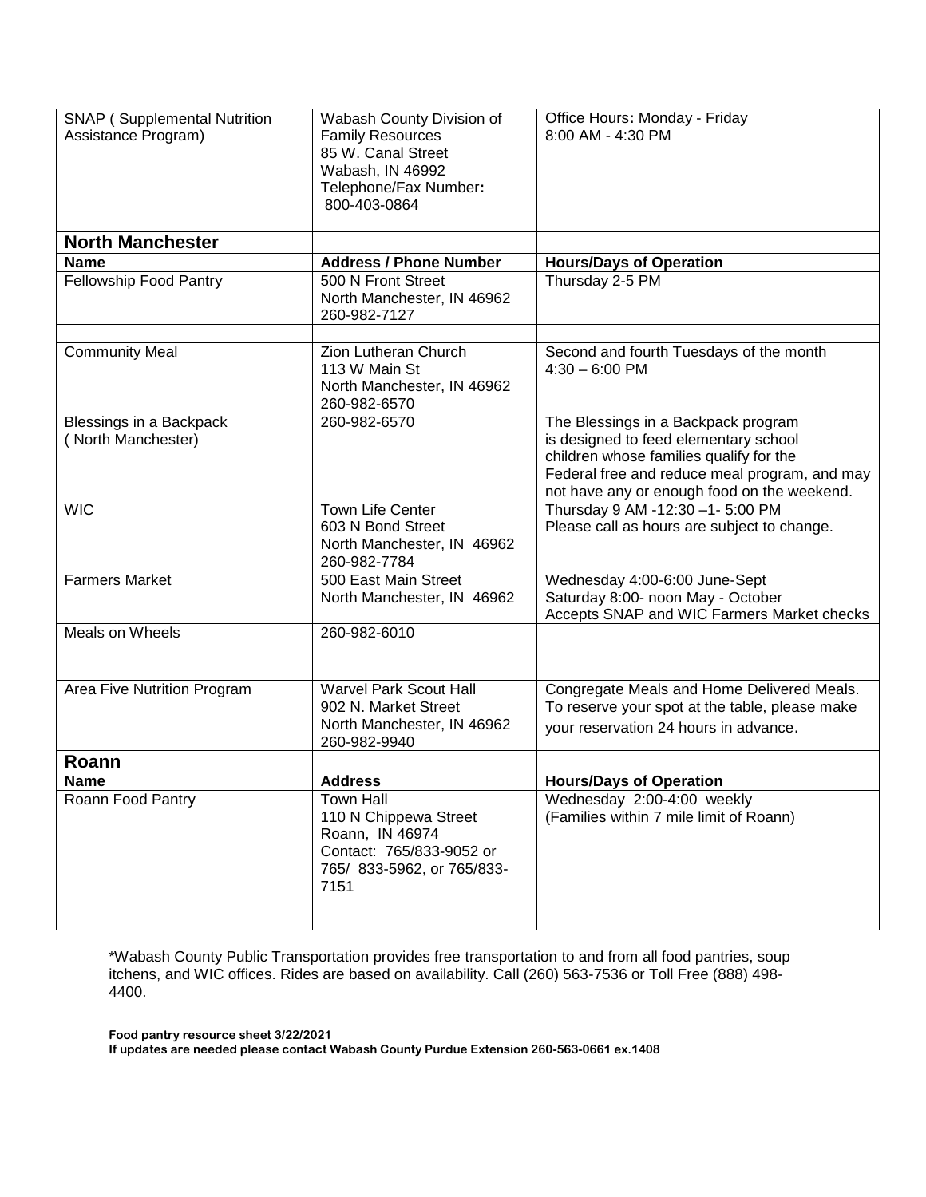| | | |
|---|---|---|
| SNAP ( Supplemental Nutrition Assistance Program) | Wabash County Division of Family Resources<br>85 W. Canal Street<br>Wabash, IN 46992<br>Telephone/Fax Number**:**<br>800-403-0864 | Office Hours**:** Monday - Friday<br>8:00 AM - 4:30 PM |
| **North Manchester** | | |
| **Name** | **Address / Phone Number** | **Hours/Days of Operation** |
| Fellowship Food Pantry | 500 N Front Street<br>North Manchester, IN 46962<br>260-982-7127 | Thursday 2-5 PM |
| | | |
| Community Meal | Zion Lutheran Church<br>113 W Main St<br>North Manchester, IN 46962<br>260-982-6570 | Second and fourth Tuesdays of the month<br>4:30 – 6:00 PM |
| Blessings in a Backpack ( North Manchester) | 260-982-6570 | The Blessings in a Backpack program is designed to feed elementary school children whose families qualify for the Federal free and reduce meal program, and may not have any or enough food on the weekend. |
| WIC | Town Life Center<br>603 N Bond Street<br>North Manchester, IN 46962<br>260-982-7784 | Thursday 9 AM -12:30 –1- 5:00 PM<br>Please call as hours are subject to change. |
| Farmers Market | 500 East Main Street<br>North Manchester, IN 46962 | Wednesday 4:00-6:00 June-Sept<br>Saturday 8:00- noon May - October<br>Accepts SNAP and WIC Farmers Market checks |
| Meals on Wheels | 260-982-6010 | |
| Area Five Nutrition Program | Warvel Park Scout Hall<br>902 N. Market Street<br>North Manchester, IN 46962<br>260-982-9940 | Congregate Meals and Home Delivered Meals. To reserve your spot at the table, please make your reservation 24 hours in advance. |
| **Roann** | | |
| **Name** | **Address** | **Hours/Days of Operation** |
| Roann Food Pantry | Town Hall<br>110 N Chippewa Street<br>Roann, IN 46974<br>Contact: 765/833-9052 or 765/ 833-5962, or 765/833-7151 | Wednesday 2:00-4:00 weekly<br>(Families within 7 mile limit of Roann) |

*Wabash County Public Transportation provides free transportation to and from all food pantries, soup itchens, and WIC offices. Rides are based on availability. Call (260) 563-7536 or Toll Free (888) 498-4400.

**Food pantry resource sheet 3/22/2021**
**If updates are needed please contact Wabash County Purdue Extension 260-563-0661 ex.1408**